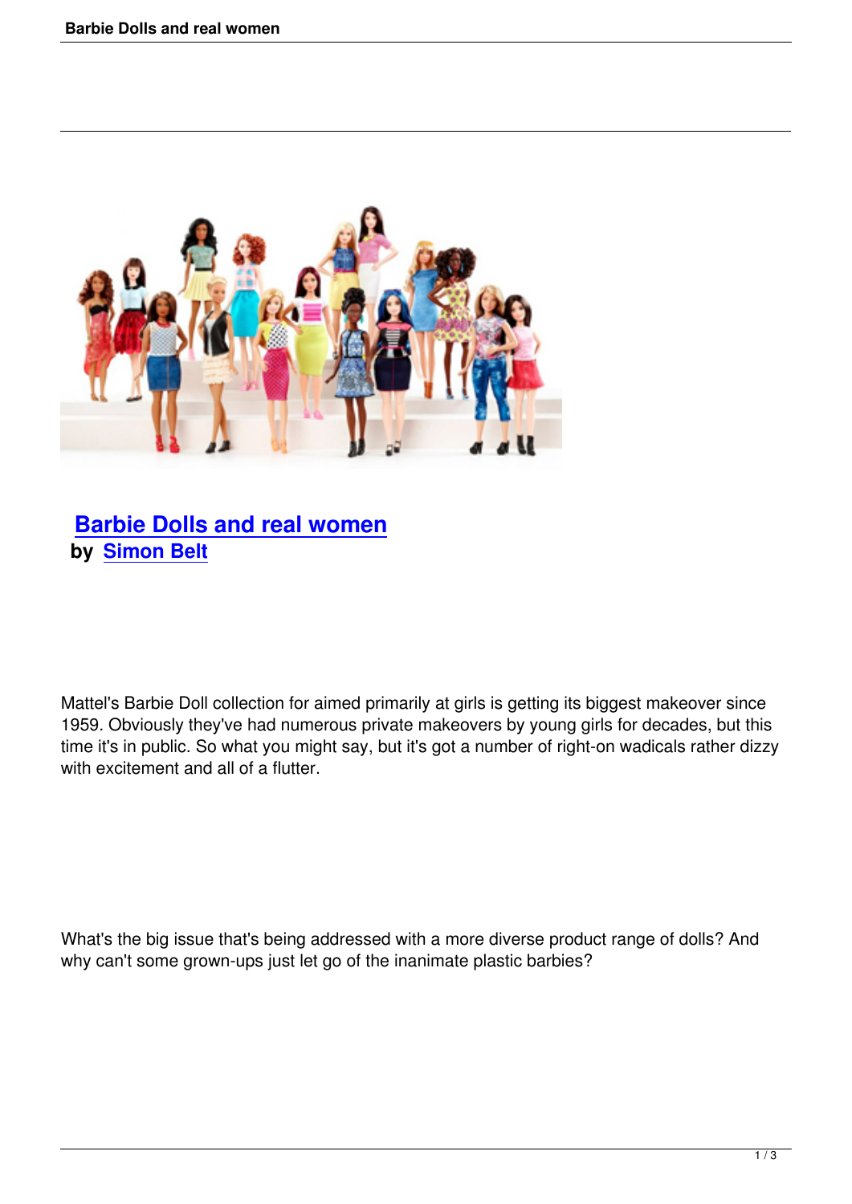# Barbie Dolls and real women

**by Simon Belt**

Mattel's Barbie Doll collection for aimed primarily at girls is getting its biggest makeover since 1959. Obviously they've had numerous private makeovers by young girls for decades, but this time it's in public. So what you might say, but it's got a number of right-on wadicals rather dizzy with excitement and all of a flutter.

What's the big issue that's being addressed with a more diverse product range of dolls? And why can't some grown-ups just let go of the inanimate plastic barbies?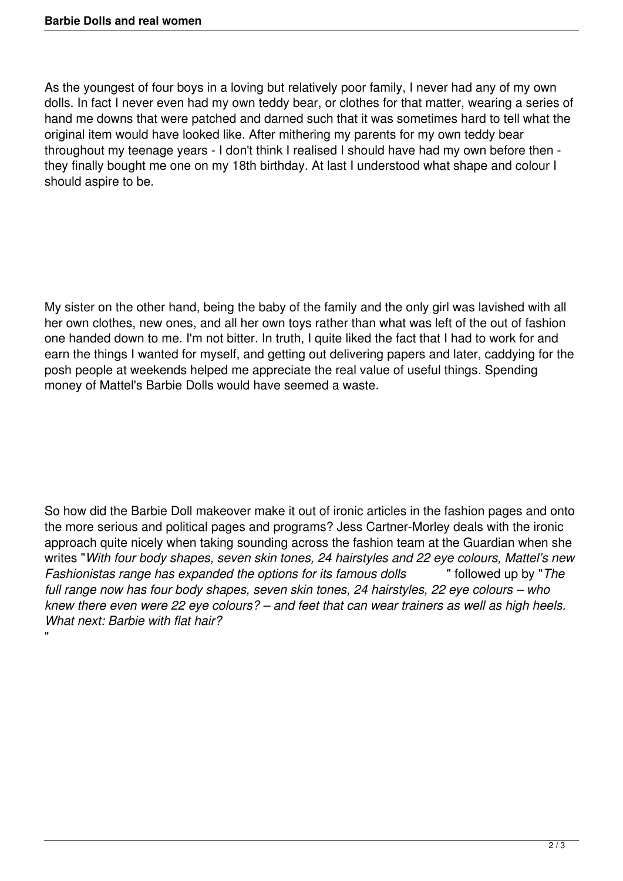As the youngest of four boys in a loving but relatively poor family, I never had any of my own dolls. In fact I never even had my own teddy bear, or clothes for that matter, wearing a series of hand me downs that were patched and darned such that it was sometimes hard to tell what the original item would have looked like. After mithering my parents for my own teddy bear throughout my teenage years - I don't think I realised I should have had my own before then - they finally bought me one on my 18th birthday. At last I understood what shape and colour I should aspire to be.

My sister on the other hand, being the baby of the family and the only girl was lavished with all her own clothes, new ones, and all her own toys rather than what was left of the out of fashion one handed down to me. I'm not bitter. In truth, I quite liked the fact that I had to work for and earn the things I wanted for myself, and getting out delivering papers and later, caddying for the posh people at weekends helped me appreciate the real value of useful things. Spending money of Mattel's Barbie Dolls would have seemed a waste.

So how did the Barbie Doll makeover make it out of ironic articles in the fashion pages and onto the more serious and political pages and programs? Jess Cartner-Morley deals with the ironic approach quite nicely when taking sounding across the fashion team at the Guardian when she writes "*With four body shapes, seven skin tones, 24 hairstyles and 22 eye colours, Mattel's new Fashionistas range has expanded the options for its famous dolls* " followed up by "*The full range now has four body shapes, seven skin tones, 24 hairstyles, 22 eye colours – who knew there even were 22 eye colours? – and feet that can wear trainers as well as high heels. What next: Barbie with flat hair?*
"